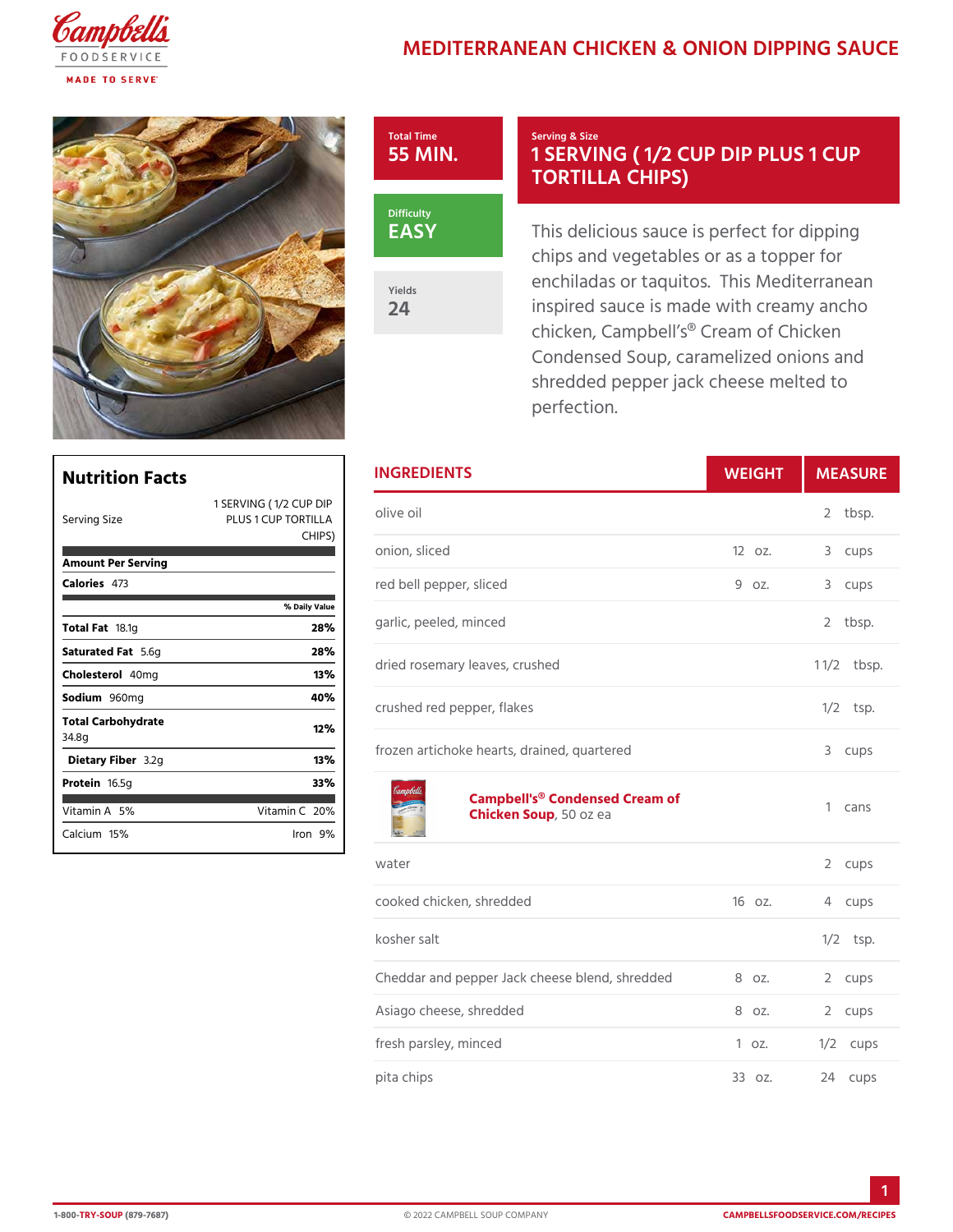# MEDITERRANEAN CHICKEN & ONION DIPPING SAUCE

**Total Time**
55 MIN.

**Difficulty**
EASY

**Yields**
24

**Serving & Size**
1 SERVING ( 1/2 CUP DIP PLUS 1 CUP TORTILLA CHIPS)

This delicious sauce is perfect for dipping chips and vegetables or as a topper for enchiladas or taquitos. This Mediterranean inspired sauce is made with creamy ancho chicken, Campbell's® Cream of Chicken Condensed Soup, caramelized onions and shredded pepper jack cheese melted to perfection.

## Nutrition Facts

| | |
|---|---|
| Serving Size | 1 SERVING ( 1/2 CUP DIP PLUS 1 CUP TORTILLA CHIPS) |
| **Amount Per Serving** | |
| **Calories** 473 | |
| | % Daily Value |
| **Total Fat** 18.1g | 28% |
| **Saturated Fat** 5.6g | 28% |
| **Cholesterol** 40mg | 13% |
| **Sodium** 960mg | 40% |
| **Total Carbohydrate** 34.8g | 12% |
| **Dietary Fiber** 3.2g | 13% |
| **Protein** 16.5g | 33% |
| Vitamin A 5% | Vitamin C 20% |
| Calcium 15% | Iron 9% |

## INGREDIENTS

| INGREDIENTS | WEIGHT | MEASURE |
|---|---|---|
| olive oil | | 2 tbsp. |
| onion, sliced | 12 oz. | 3 cups |
| red bell pepper, sliced | 9 oz. | 3 cups |
| garlic, peeled, minced | | 2 tbsp. |
| dried rosemary leaves, crushed | | 1 1/2 tbsp. |
| crushed red pepper, flakes | | 1/2 tsp. |
| frozen artichoke hearts, drained, quartered | | 3 cups |
| **Campbell's® Condensed Cream of Chicken Soup**, 50 oz ea | | 1 cans |
| water | | 2 cups |
| cooked chicken, shredded | 16 oz. | 4 cups |
| kosher salt | | 1/2 tsp. |
| Cheddar and pepper Jack cheese blend, shredded | 8 oz. | 2 cups |
| Asiago cheese, shredded | 8 oz. | 2 cups |
| fresh parsley, minced | 1 oz. | 1/2 cups |
| pita chips | 33 oz. | 24 cups |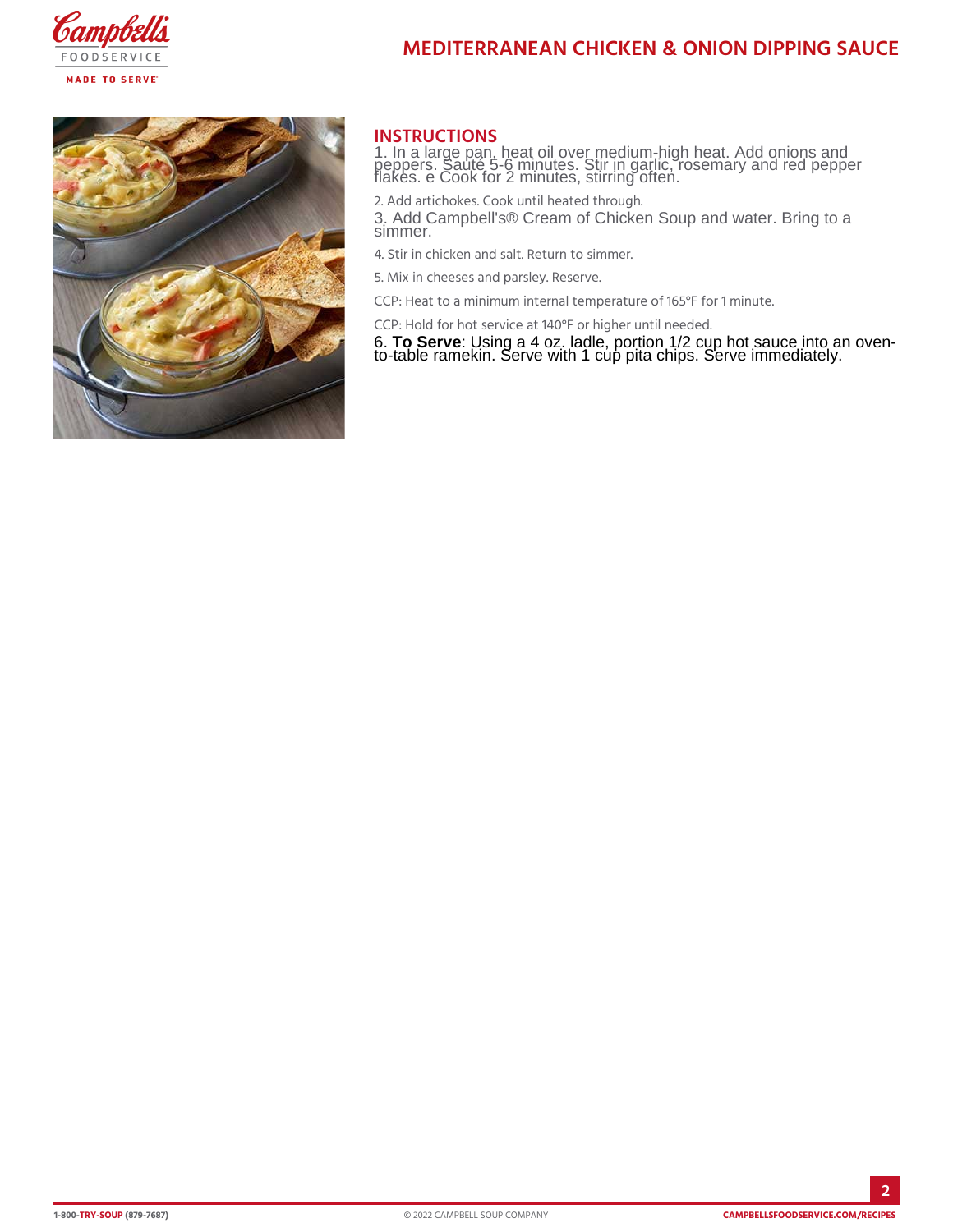# MEDITERRANEAN CHICKEN & ONION DIPPING SAUCE

## INSTRUCTIONS

1. In a large pan, heat oil over medium-high heat. Add onions and peppers. Sauté 5-6 minutes. Stir in garlic, rosemary and red pepper flakes. e Cook for 2 minutes, stirring often.

2. Add artichokes. Cook until heated through.

3. Add Campbell's® Cream of Chicken Soup and water. Bring to a simmer.

4. Stir in chicken and salt. Return to simmer.

5. Mix in cheeses and parsley. Reserve.

CCP: Heat to a minimum internal temperature of 165°F for 1 minute.

CCP: Hold for hot service at 140°F or higher until needed.

6. **To Serve**: Using a 4 oz. ladle, portion 1/2 cup hot sauce into an oven-to-table ramekin. Serve with 1 cup pita chips. Serve immediately.